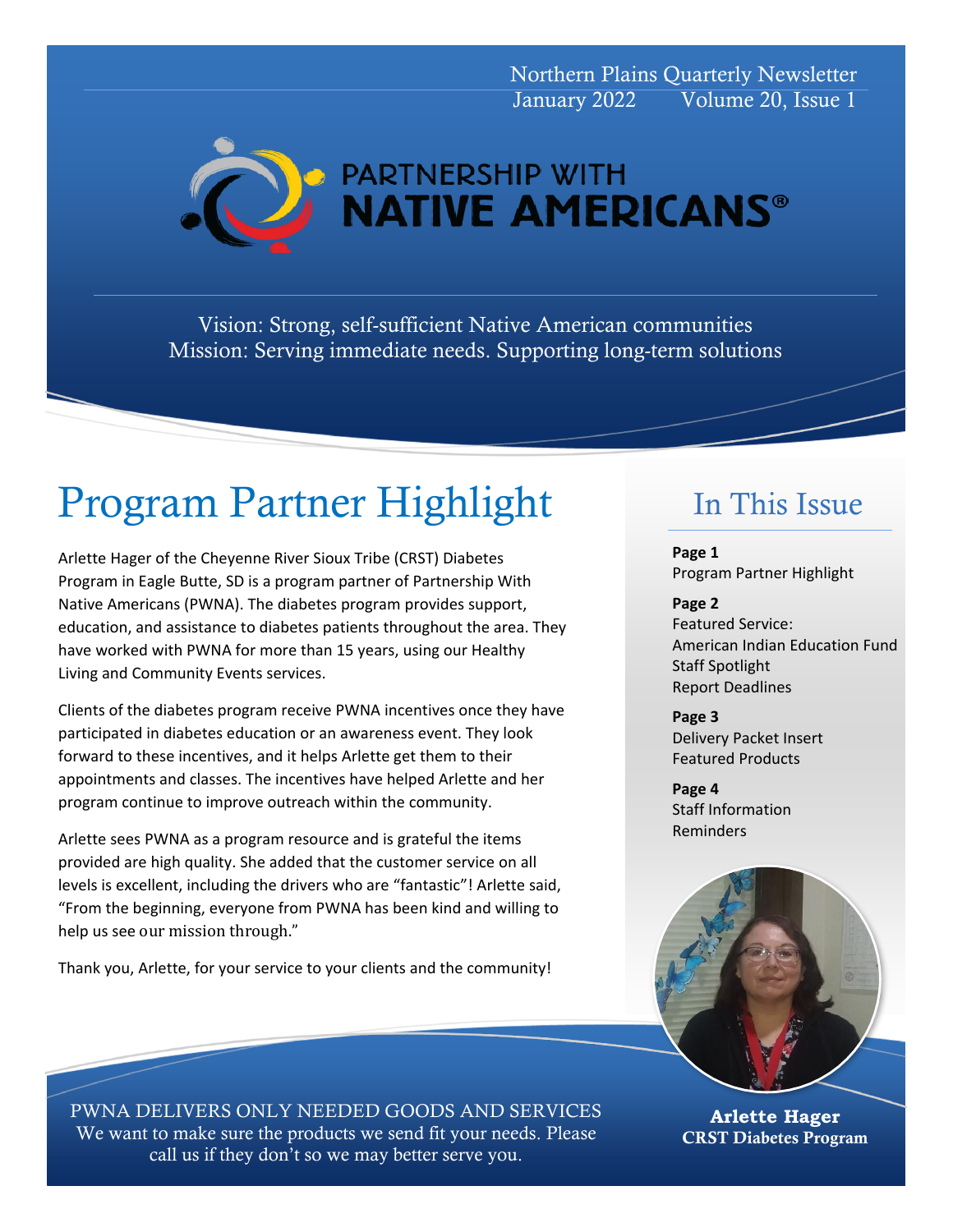Northern Plains Quarterly Newsletter
January 2022 Volume 20, Issue 1

# PARTNERSHIP WITH NATIVE AMERICANS®

Vision: Strong, self-sufficient Native American communities
Mission: Serving immediate needs. Supporting long-term solutions

## Program Partner Highlight

Arlette Hager of the Cheyenne River Sioux Tribe (CRST) Diabetes Program in Eagle Butte, SD is a program partner of Partnership With Native Americans (PWNA). The diabetes program provides support, education, and assistance to diabetes patients throughout the area. They have worked with PWNA for more than 15 years, using our Healthy Living and Community Events services.

Clients of the diabetes program receive PWNA incentives once they have participated in diabetes education or an awareness event. They look forward to these incentives, and it helps Arlette get them to their appointments and classes. The incentives have helped Arlette and her program continue to improve outreach within the community.

Arlette sees PWNA as a program resource and is grateful the items provided are high quality. She added that the customer service on all levels is excellent, including the drivers who are "fantastic"! Arlette said, "From the beginning, everyone from PWNA has been kind and willing to help us see our mission through."

Thank you, Arlette, for your service to your clients and the community!

## In This Issue

**Page 1**
Program Partner Highlight

**Page 2**
Featured Service:
American Indian Education Fund
Staff Spotlight
Report Deadlines

**Page 3**
Delivery Packet Insert
Featured Products

**Page 4**
Staff Information
Reminders

**Arlette Hager**
**CRST Diabetes Program**

PWNA DELIVERS ONLY NEEDED GOODS AND SERVICES
We want to make sure the products we send fit your needs. Please call us if they don't so we may better serve you.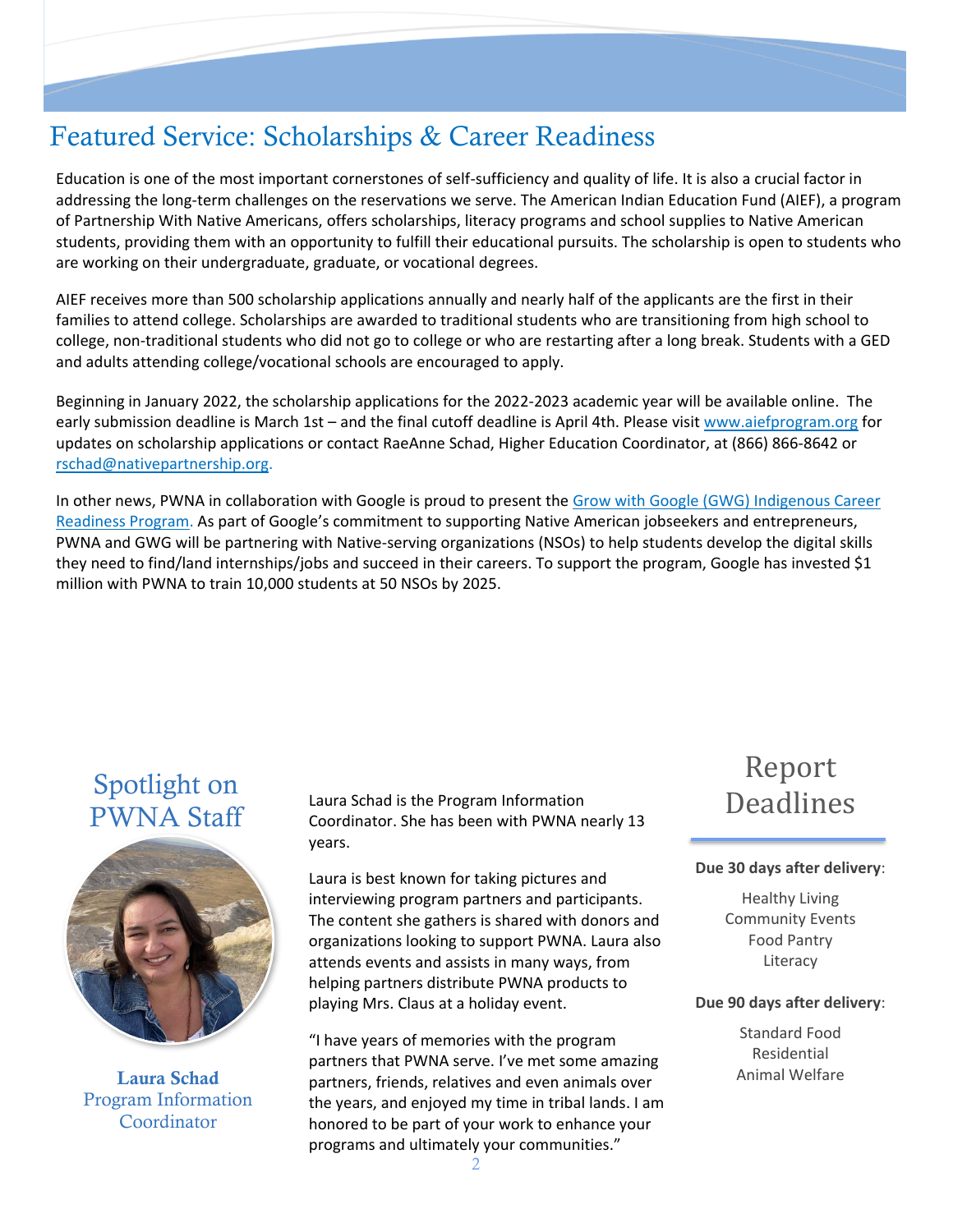# Featured Service: Scholarships & Career Readiness

Education is one of the most important cornerstones of self-sufficiency and quality of life. It is also a crucial factor in addressing the long-term challenges on the reservations we serve. The American Indian Education Fund (AIEF), a program of Partnership With Native Americans, offers scholarships, literacy programs and school supplies to Native American students, providing them with an opportunity to fulfill their educational pursuits. The scholarship is open to students who are working on their undergraduate, graduate, or vocational degrees.

AIEF receives more than 500 scholarship applications annually and nearly half of the applicants are the first in their families to attend college. Scholarships are awarded to traditional students who are transitioning from high school to college, non-traditional students who did not go to college or who are restarting after a long break. Students with a GED and adults attending college/vocational schools are encouraged to apply.

Beginning in January 2022, the scholarship applications for the 2022-2023 academic year will be available online. The early submission deadline is March 1st – and the final cutoff deadline is April 4th. Please visit www.aiefprogram.org for updates on scholarship applications or contact RaeAnne Schad, Higher Education Coordinator, at (866) 866-8642 or rschad@nativepartnership.org.

In other news, PWNA in collaboration with Google is proud to present the Grow with Google (GWG) Indigenous Career Readiness Program. As part of Google's commitment to supporting Native American jobseekers and entrepreneurs, PWNA and GWG will be partnering with Native-serving organizations (NSOs) to help students develop the digital skills they need to find/land internships/jobs and succeed in their careers. To support the program, Google has invested $1 million with PWNA to train 10,000 students at 50 NSOs by 2025.

## Spotlight on PWNA Staff

**Laura Schad**
Program Information Coordinator

Laura Schad is the Program Information Coordinator. She has been with PWNA nearly 13 years.

Laura is best known for taking pictures and interviewing program partners and participants. The content she gathers is shared with donors and organizations looking to support PWNA. Laura also attends events and assists in many ways, from helping partners distribute PWNA products to playing Mrs. Claus at a holiday event.

"I have years of memories with the program partners that PWNA serve. I've met some amazing partners, friends, relatives and even animals over the years, and enjoyed my time in tribal lands. I am honored to be part of your work to enhance your programs and ultimately your communities."

## Report Deadlines

**Due 30 days after delivery**:

Healthy Living
Community Events
Food Pantry
Literacy

**Due 90 days after delivery**:

Standard Food
Residential
Animal Welfare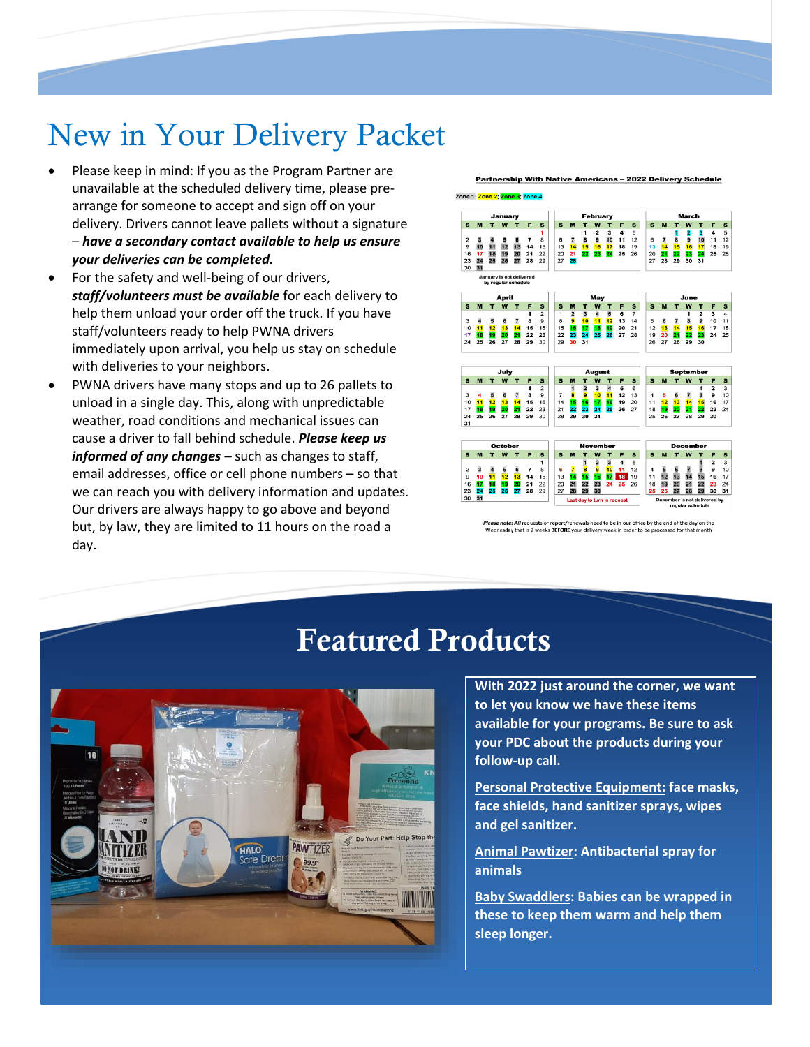# New in Your Delivery Packet

- Please keep in mind: If you as the Program Partner are unavailable at the scheduled delivery time, please pre-arrange for someone to accept and sign off on your delivery. Drivers cannot leave pallets without a signature – ***have a secondary contact available to help us ensure your deliveries can be completed.***
- For the safety and well-being of our drivers, ***staff/volunteers must be available*** for each delivery to help them unload your order off the truck. If you have staff/volunteers ready to help PWNA drivers immediately upon arrival, you help us stay on schedule with deliveries to your neighbors.
- PWNA drivers have many stops and up to 26 pallets to unload in a single day. This, along with unpredictable weather, road conditions and mechanical issues can cause a driver to fall behind schedule. ***Please keep us informed of any changes –*** such as changes to staff, email addresses, office or cell phone numbers – so that we can reach you with delivery information and updates. Our drivers are always happy to go above and beyond but, by law, they are limited to 11 hours on the road a day.

**Partnership With Native Americans – 2022 Delivery Schedule**

Zone 1; Zone 2; Zone 3; Zone 4

January is not delivered by regular schedule

Last day to turn in request

December is not delivered by regular schedule

*Please note: All* requests or report/renewals need to be in our office by the end of the day on the Wednesday that is 2 weeks **BEFORE** your delivery week in order to be processed for that month

# Featured Products

**With 2022 just around the corner, we want to let you know we have these items available for your programs. Be sure to ask your PDC about the products during your follow-up call.**

**Personal Protective Equipment: face masks, face shields, hand sanitizer sprays, wipes and gel sanitizer.**

**Animal Pawtizer: Antibacterial spray for animals**

**Baby Swaddlers: Babies can be wrapped in these to keep them warm and help them sleep longer.**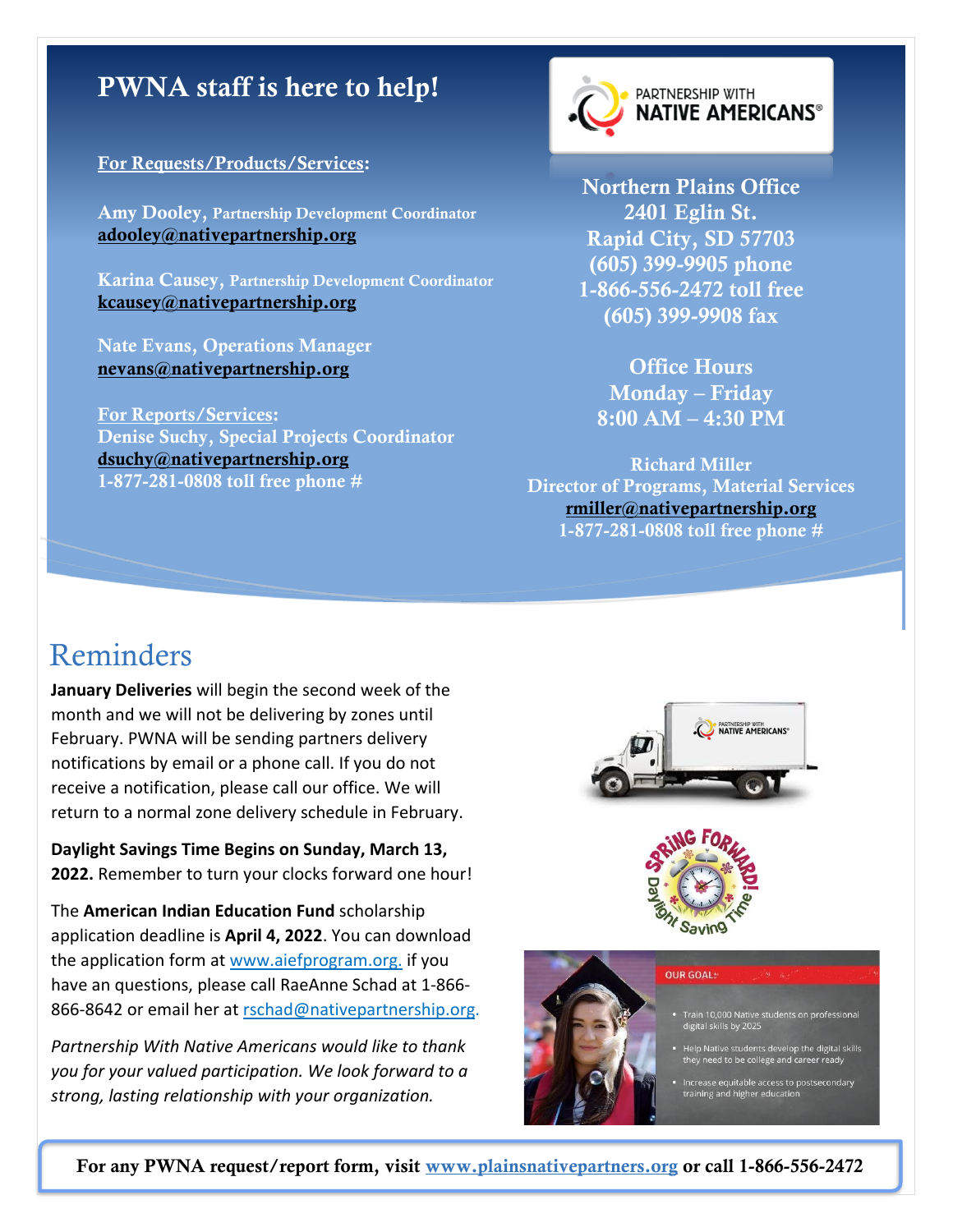## PWNA staff is here to help!

**For Requests/Products/Services:**

**Amy Dooley, Partnership Development Coordinator**
**adooley@nativepartnership.org**

**Karina Causey, Partnership Development Coordinator**
**kcausey@nativepartnership.org**

**Nate Evans, Operations Manager**
**nevans@nativepartnership.org**

**For Reports/Services:**
**Denise Suchy, Special Projects Coordinator**
**dsuchy@nativepartnership.org**
**1-877-281-0808 toll free phone #**

PARTNERSHIP WITH NATIVE AMERICANS®

**Northern Plains Office**
**2401 Eglin St.**
**Rapid City, SD 57703**
**(605) 399-9905 phone**
**1-866-556-2472 toll free**
**(605) 399-9908 fax**

**Office Hours**
**Monday – Friday**
**8:00 AM – 4:30 PM**

**Richard Miller**
**Director of Programs, Material Services**
**rmiller@nativepartnership.org**
**1-877-281-0808 toll free phone #**

# Reminders

**January Deliveries** will begin the second week of the month and we will not be delivering by zones until February. PWNA will be sending partners delivery notifications by email or a phone call. If you do not receive a notification, please call our office. We will return to a normal zone delivery schedule in February.

**Daylight Savings Time Begins on Sunday, March 13, 2022.** Remember to turn your clocks forward one hour!

The **American Indian Education Fund** scholarship application deadline is **April 4, 2022**. You can download the application form at www.aiefprogram.org. if you have an questions, please call RaeAnne Schad at 1-866-866-8642 or email her at rschad@nativepartnership.org.

*Partnership With Native Americans would like to thank you for your valued participation. We look forward to a strong, lasting relationship with your organization.*

SPRING FORWARD! Daylight Saving Time

OUR GOAL:

- Train 10,000 Native students on professional digital skills by 2025
- Help Native students develop the digital skills they need to be college and career ready
- Increase equitable access to postsecondary training and higher education

**For any PWNA request/report form, visit www.plainsnativepartners.org or call 1-866-556-2472**